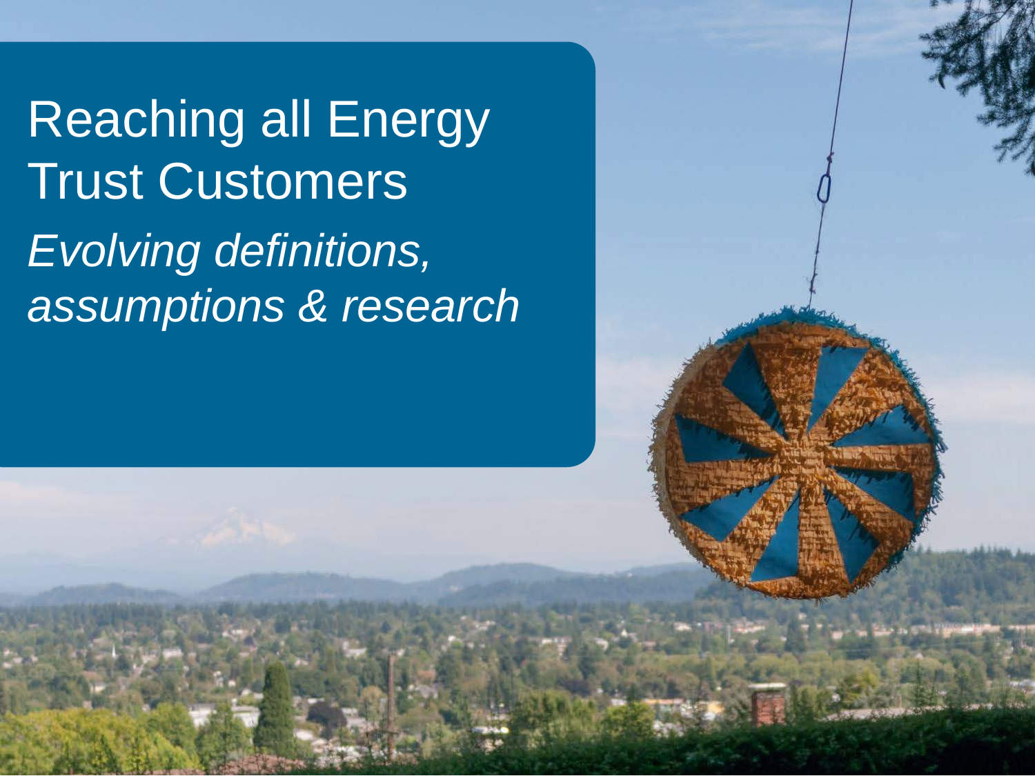# Reaching all Energy Trust Customers

*Evolving definitions, assumptions & research*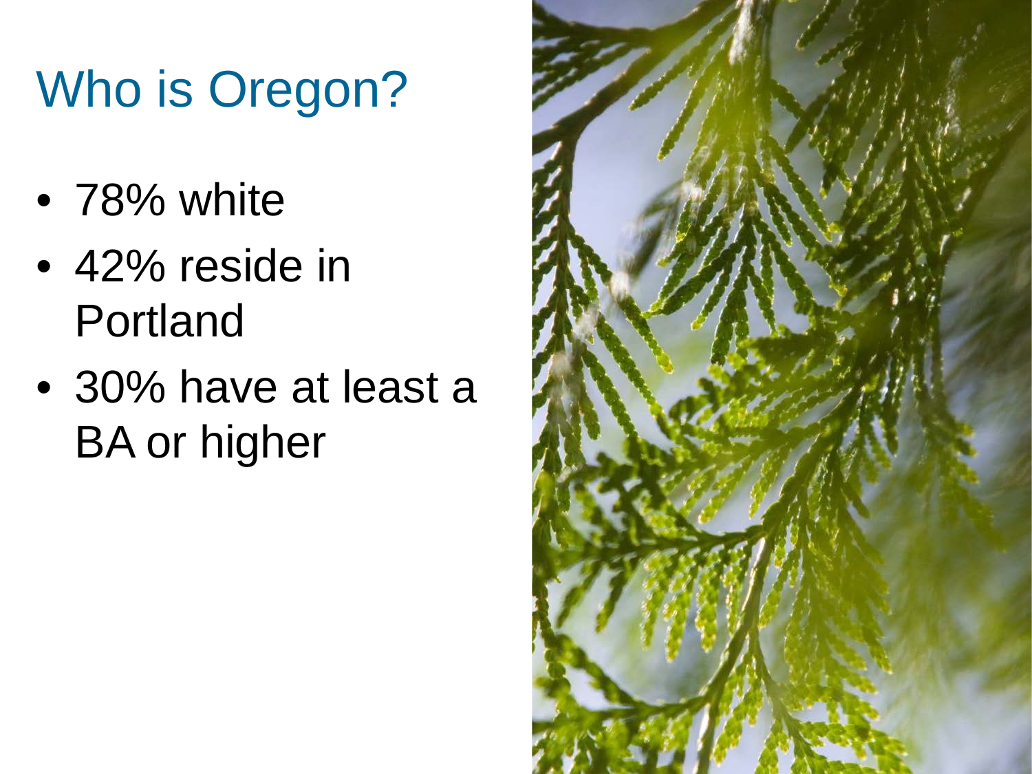# Who is Oregon?

- 78% white
- 42% reside in Portland
- 30% have at least a BA or higher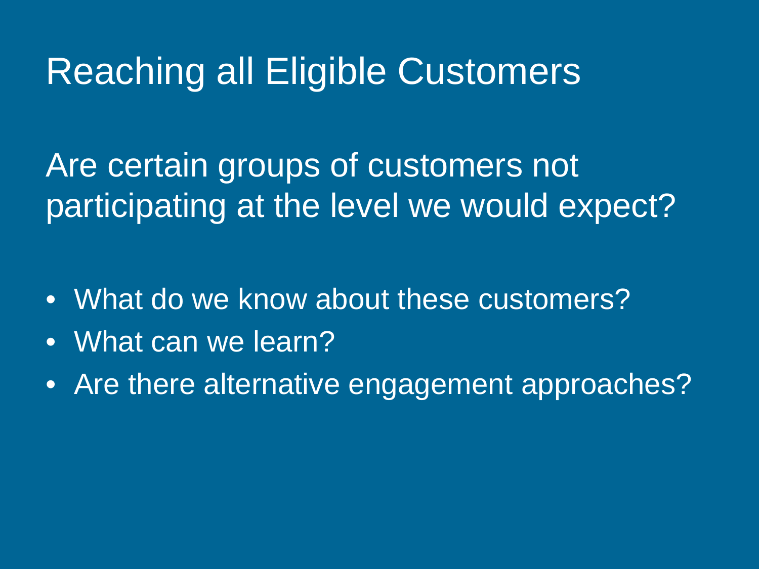# Reaching all Eligible Customers

Are certain groups of customers not participating at the level we would expect?

- What do we know about these customers?
- What can we learn?
- Are there alternative engagement approaches?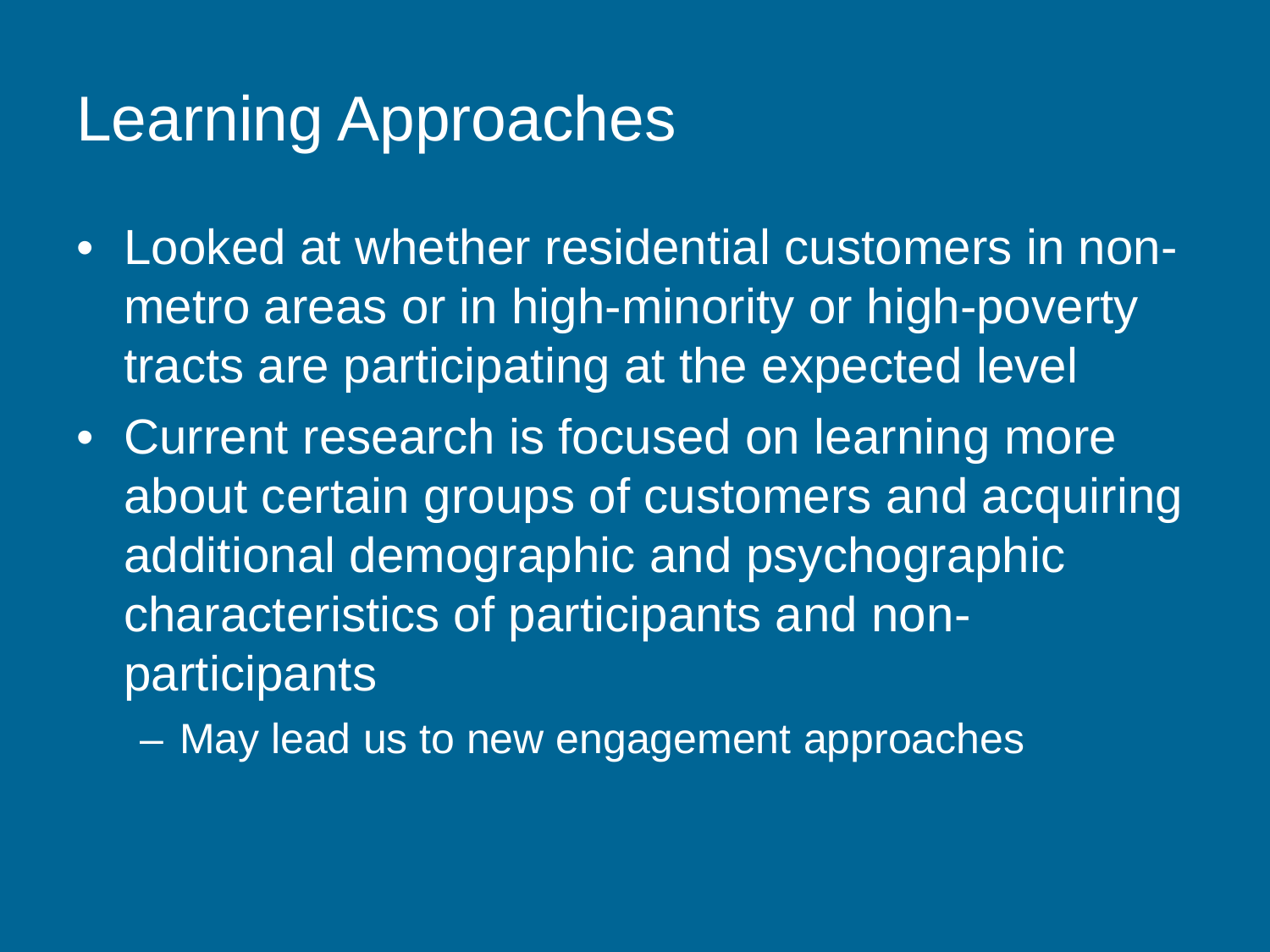# Learning Approaches

- Looked at whether residential customers in non-metro areas or in high-minority or high-poverty tracts are participating at the expected level
- Current research is focused on learning more about certain groups of customers and acquiring additional demographic and psychographic characteristics of participants and non-participants
  - May lead us to new engagement approaches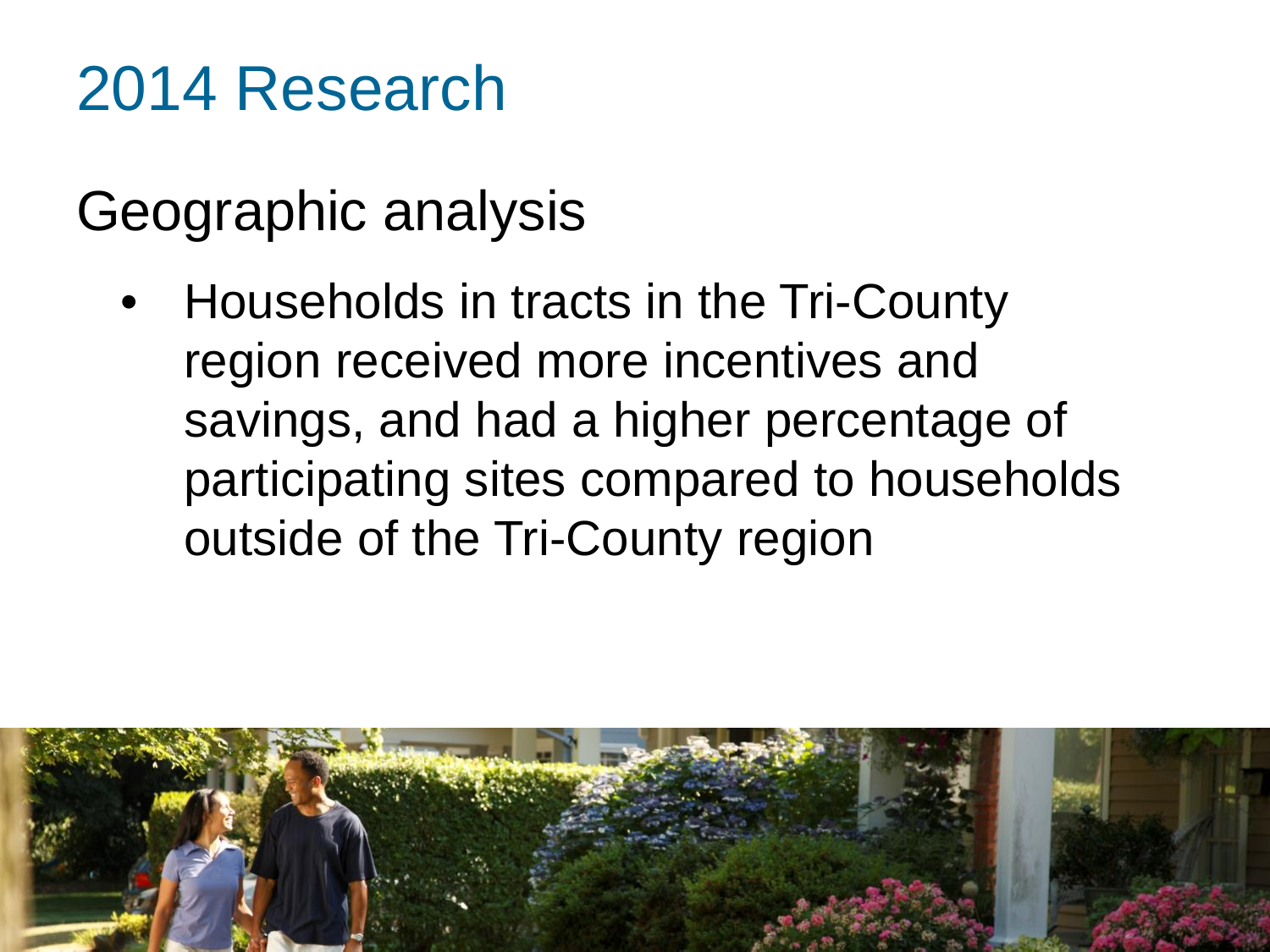# 2014 Research

## Geographic analysis

- Households in tracts in the Tri-County region received more incentives and savings, and had a higher percentage of participating sites compared to households outside of the Tri-County region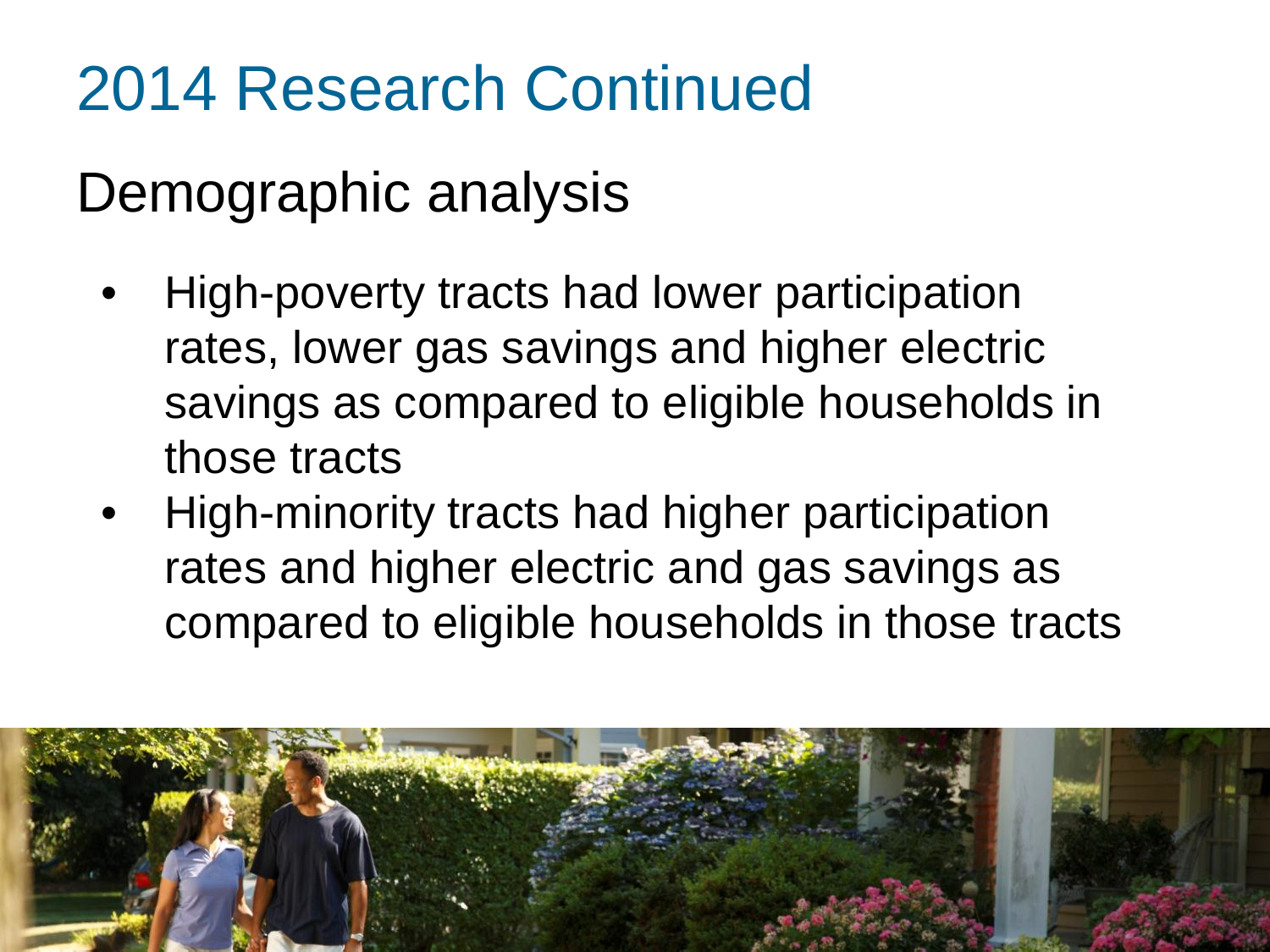# 2014 Research Continued

## Demographic analysis

- High-poverty tracts had lower participation rates, lower gas savings and higher electric savings as compared to eligible households in those tracts
- High-minority tracts had higher participation rates and higher electric and gas savings as compared to eligible households in those tracts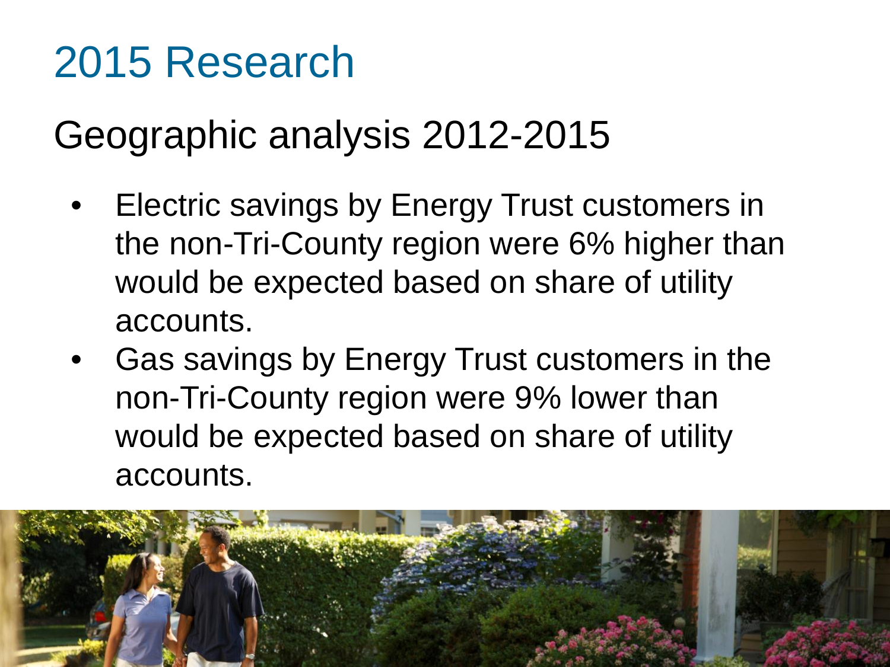# 2015 Research

## Geographic analysis 2012-2015

- Electric savings by Energy Trust customers in the non-Tri-County region were 6% higher than would be expected based on share of utility accounts.
- Gas savings by Energy Trust customers in the non-Tri-County region were 9% lower than would be expected based on share of utility accounts.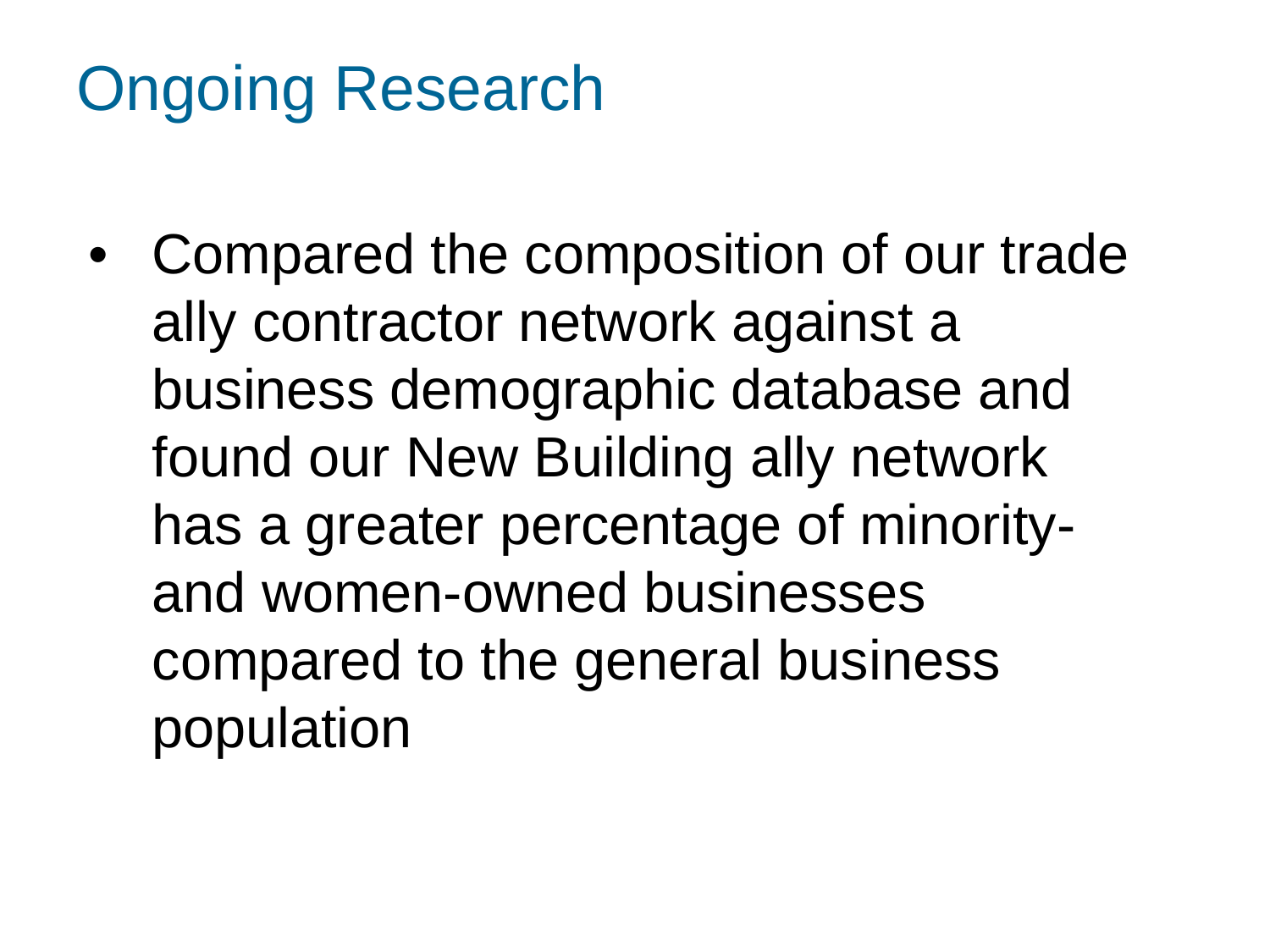# Ongoing Research

- Compared the composition of our trade ally contractor network against a business demographic database and found our New Building ally network has a greater percentage of minority- and women-owned businesses compared to the general business population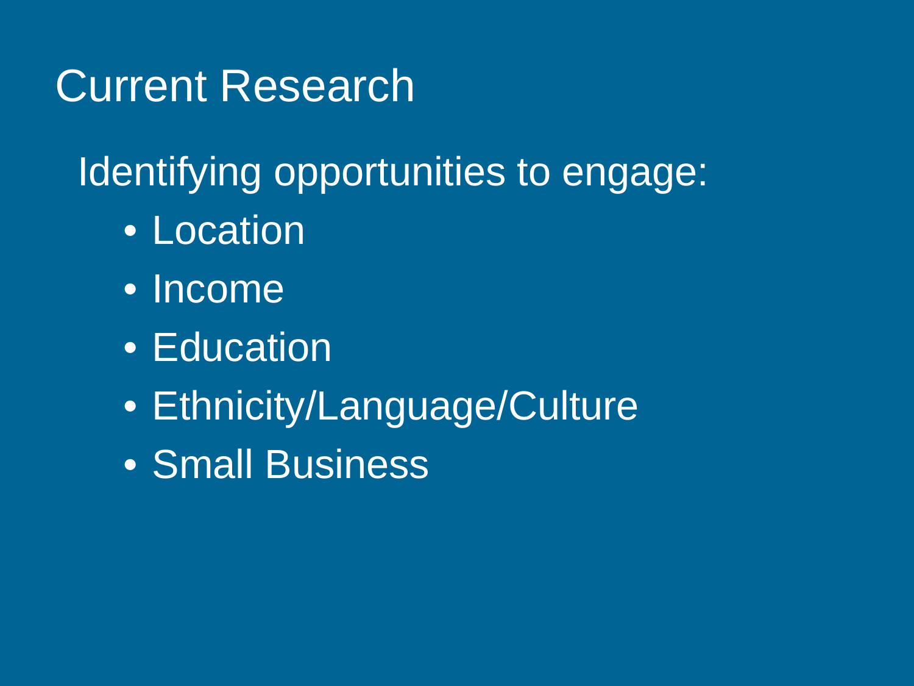# Current Research

Identifying opportunities to engage:

- Location
- Income
- Education
- Ethnicity/Language/Culture
- Small Business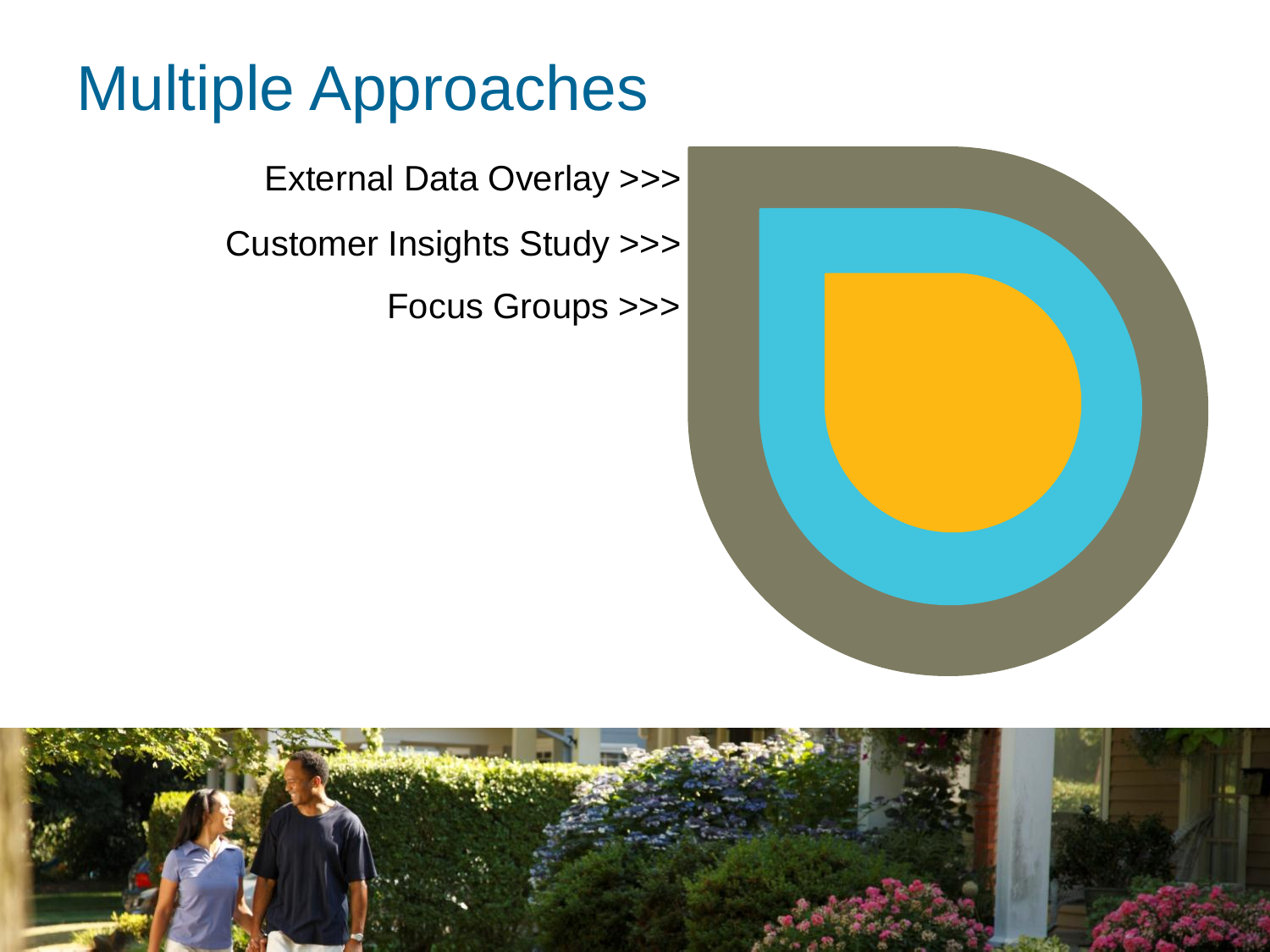# Multiple Approaches

External Data Overlay >>>

Customer Insights Study >>>

Focus Groups >>>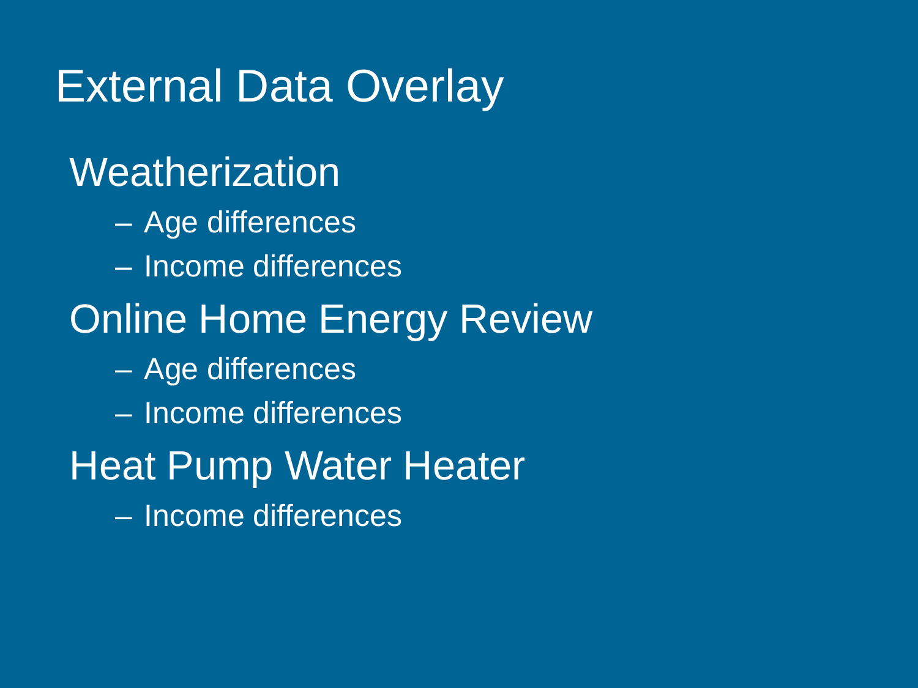# External Data Overlay

## Weatherization

- Age differences
- Income differences

## Online Home Energy Review

- Age differences
- Income differences

## Heat Pump Water Heater

- Income differences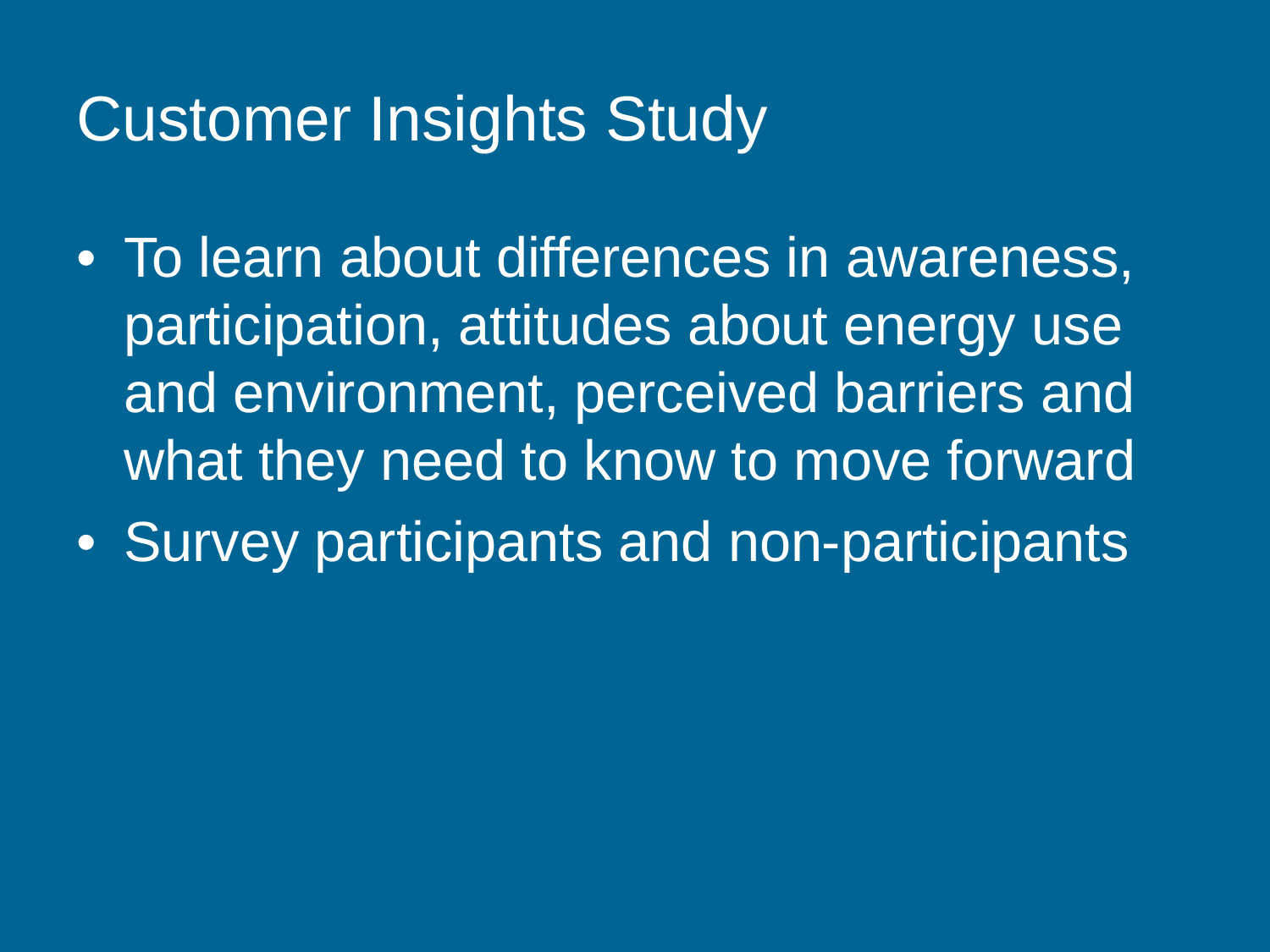# Customer Insights Study

- To learn about differences in awareness, participation, attitudes about energy use and environment, perceived barriers and what they need to know to move forward
- Survey participants and non-participants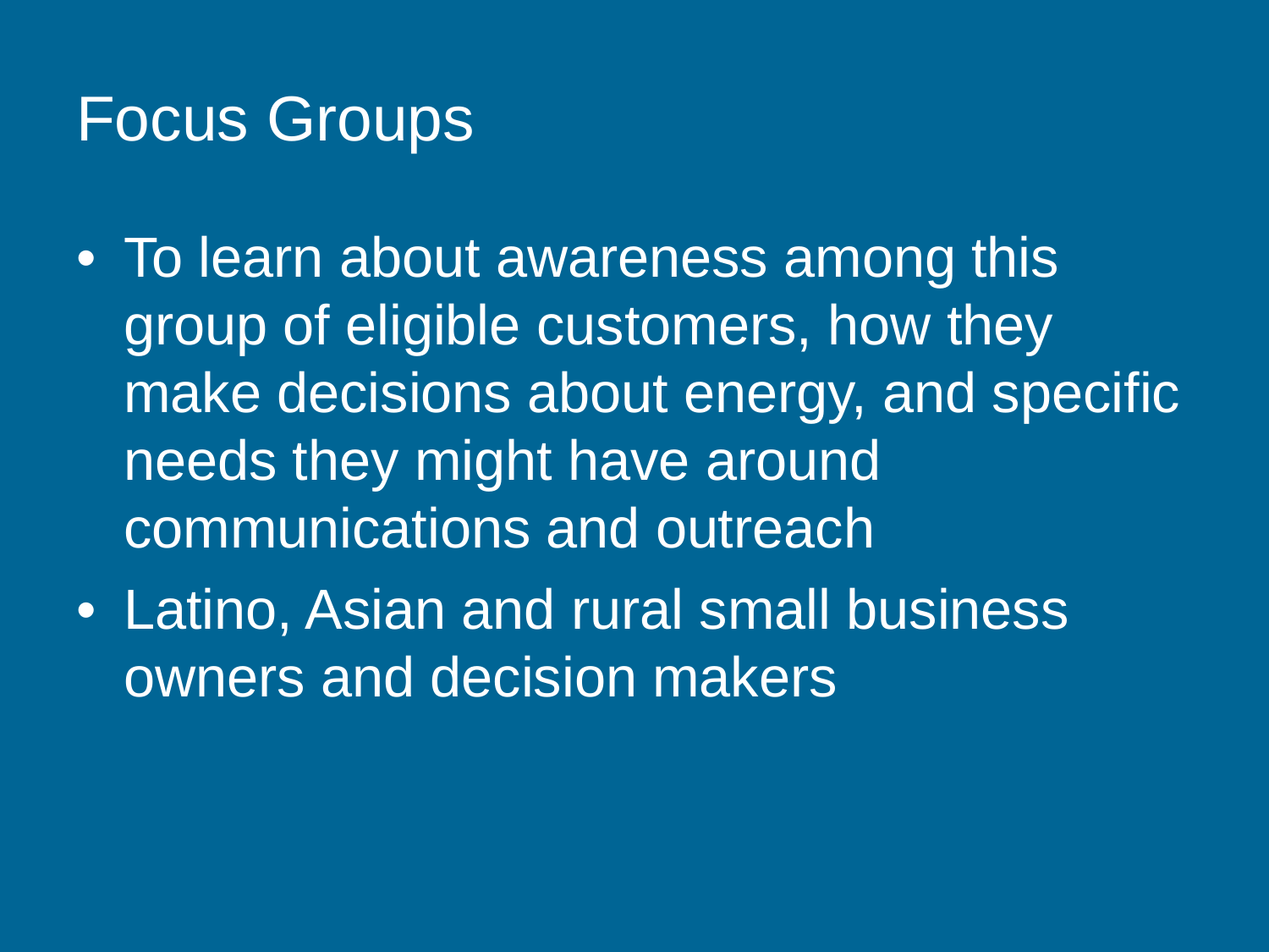# Focus Groups

- To learn about awareness among this group of eligible customers, how they make decisions about energy, and specific needs they might have around communications and outreach
- Latino, Asian and rural small business owners and decision makers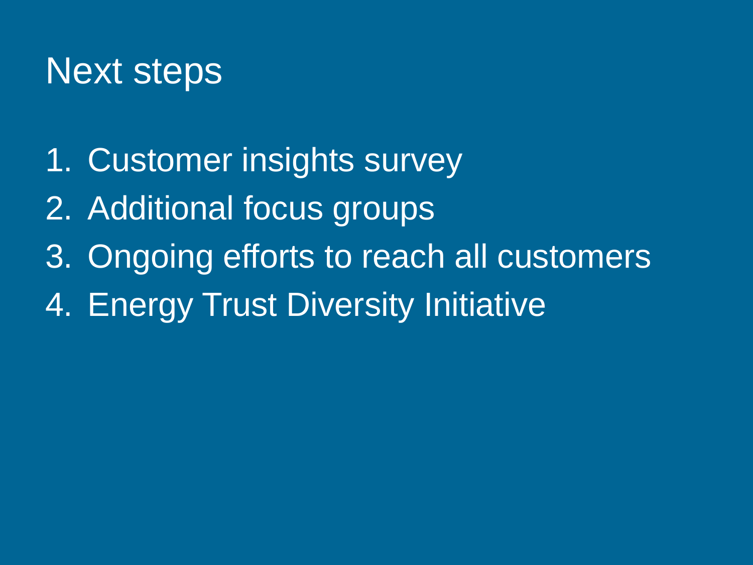# Next steps

1. Customer insights survey
2. Additional focus groups
3. Ongoing efforts to reach all customers
4. Energy Trust Diversity Initiative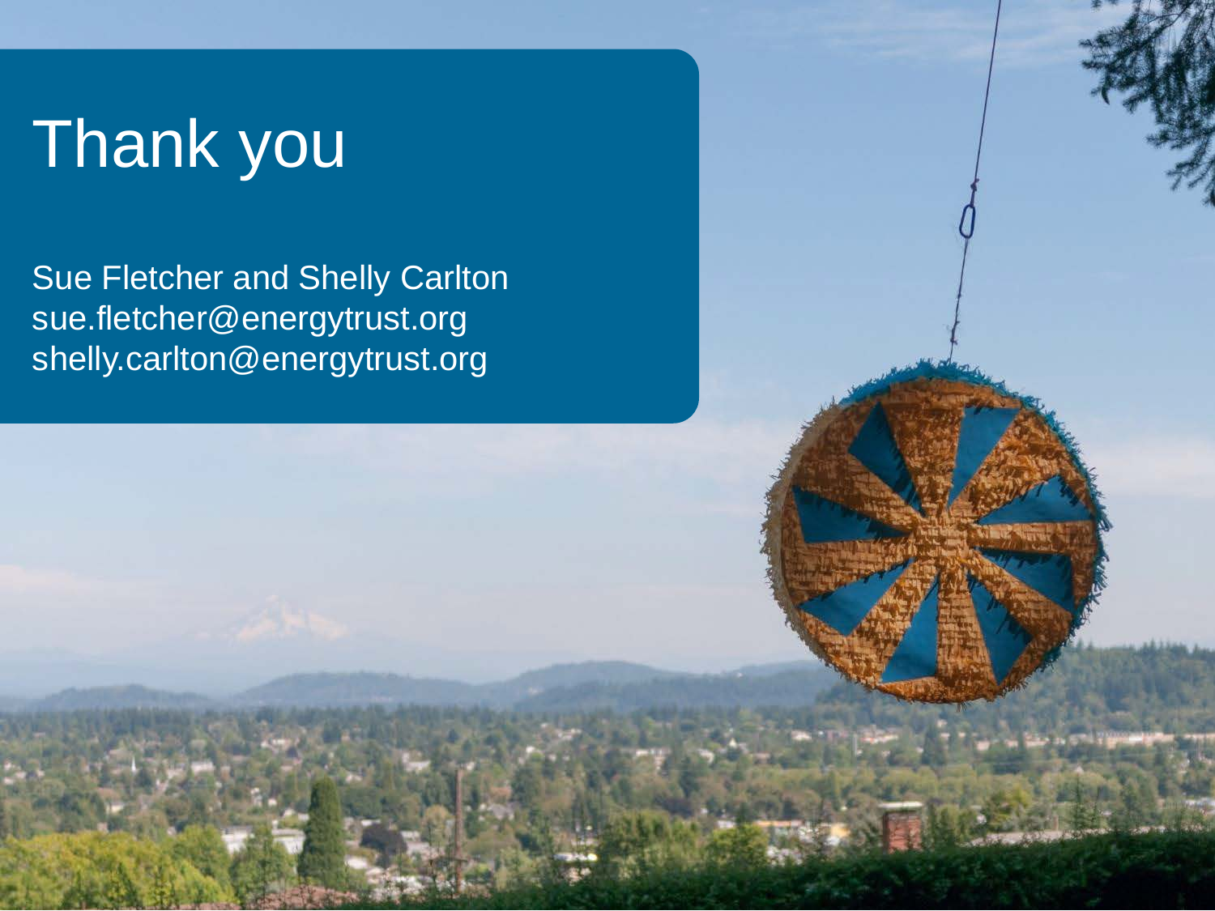# Thank you

Sue Fletcher and Shelly Carlton
sue.fletcher@energytrust.org
shelly.carlton@energytrust.org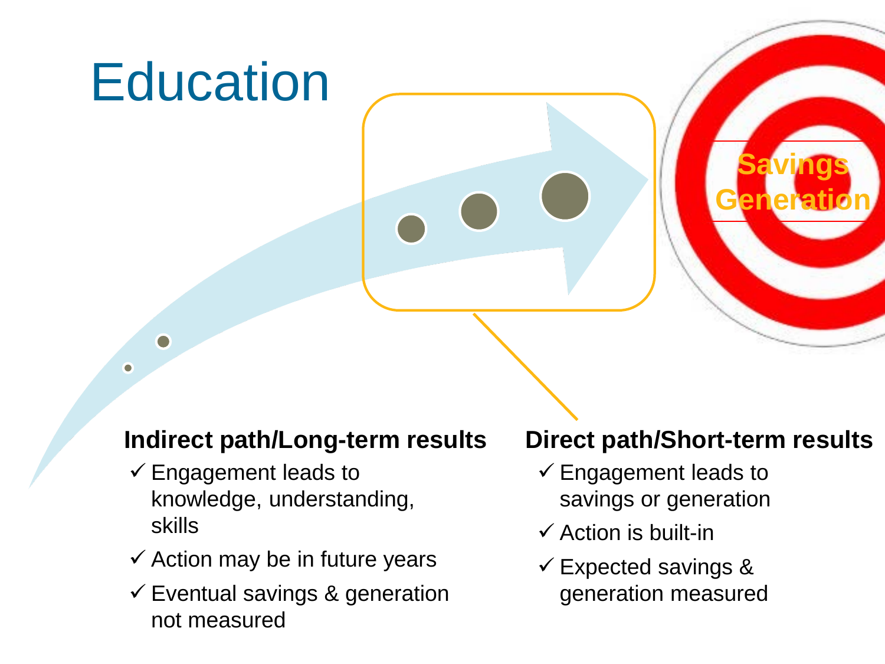# Education

Savings Generation

**Indirect path/Long-term results**

- ✓ Engagement leads to knowledge, understanding, skills
- ✓ Action may be in future years
- ✓ Eventual savings & generation not measured

**Direct path/Short-term results**

- ✓ Engagement leads to savings or generation
- ✓ Action is built-in
- ✓ Expected savings & generation measured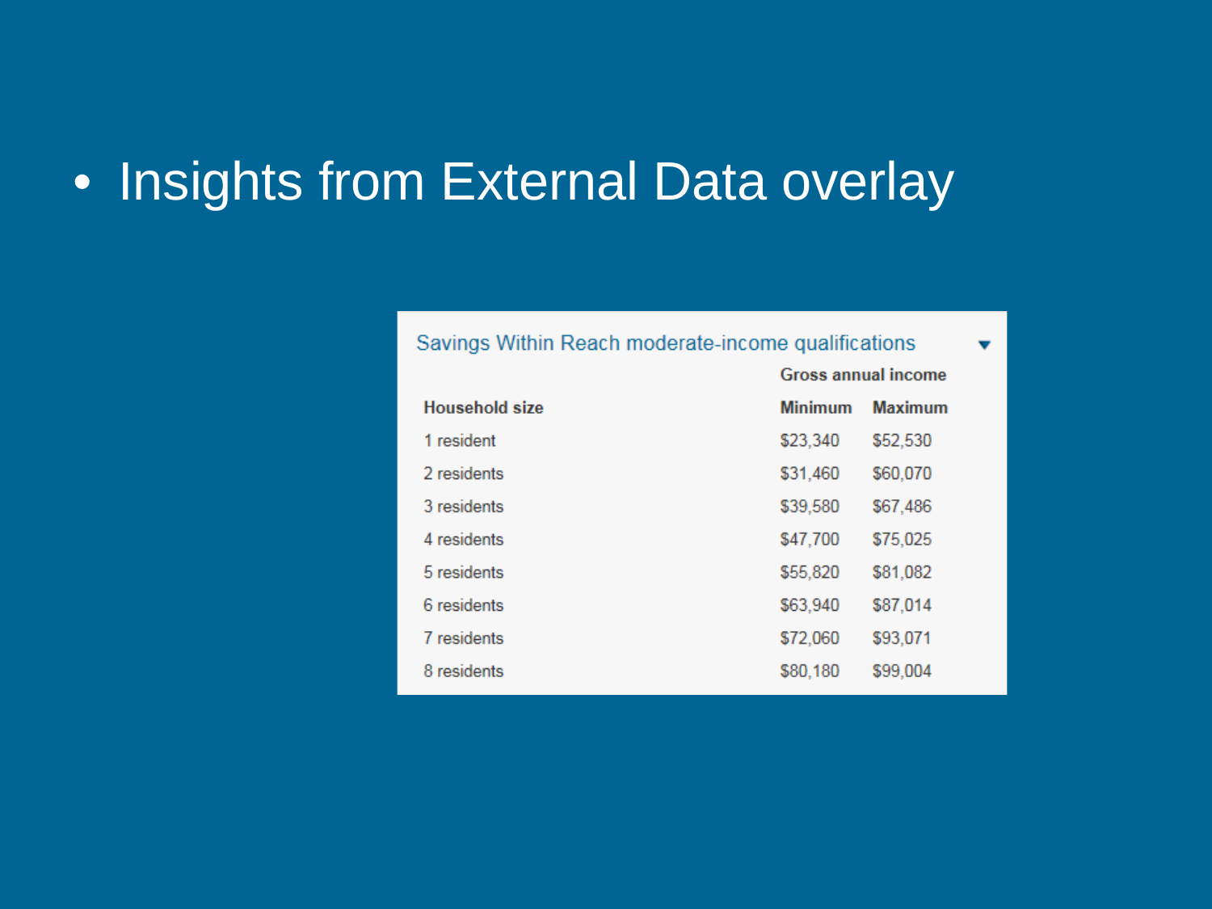- Insights from External Data overlay

Savings Within Reach moderate-income qualifications

| Household size | Gross annual income | |
|---|---|---|
| | Minimum | Maximum |
| 1 resident | $23,340 | $52,530 |
| 2 residents | $31,460 | $60,070 |
| 3 residents | $39,580 | $67,486 |
| 4 residents | $47,700 | $75,025 |
| 5 residents | $55,820 | $81,082 |
| 6 residents | $63,940 | $87,014 |
| 7 residents | $72,060 | $93,071 |
| 8 residents | $80,180 | $99,004 |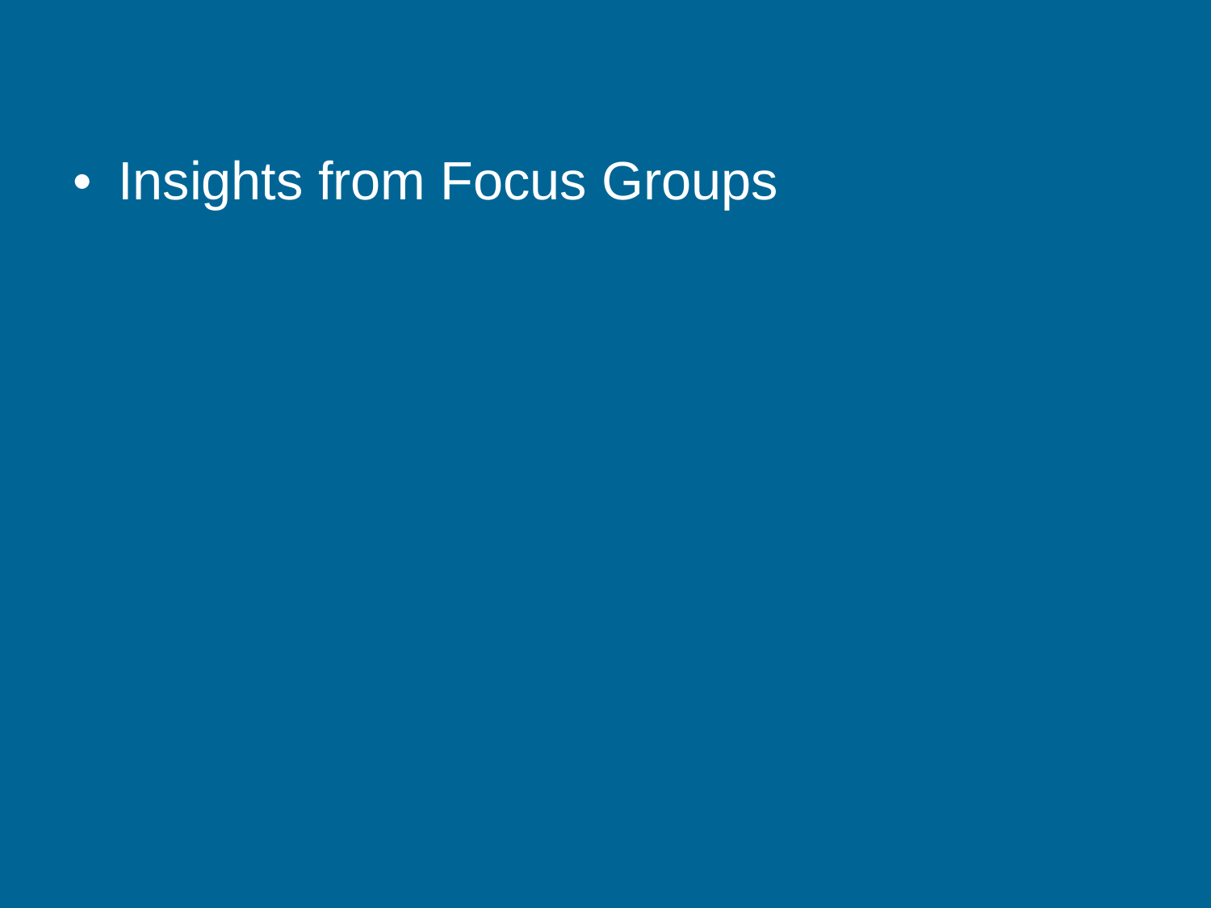- Insights from Focus Groups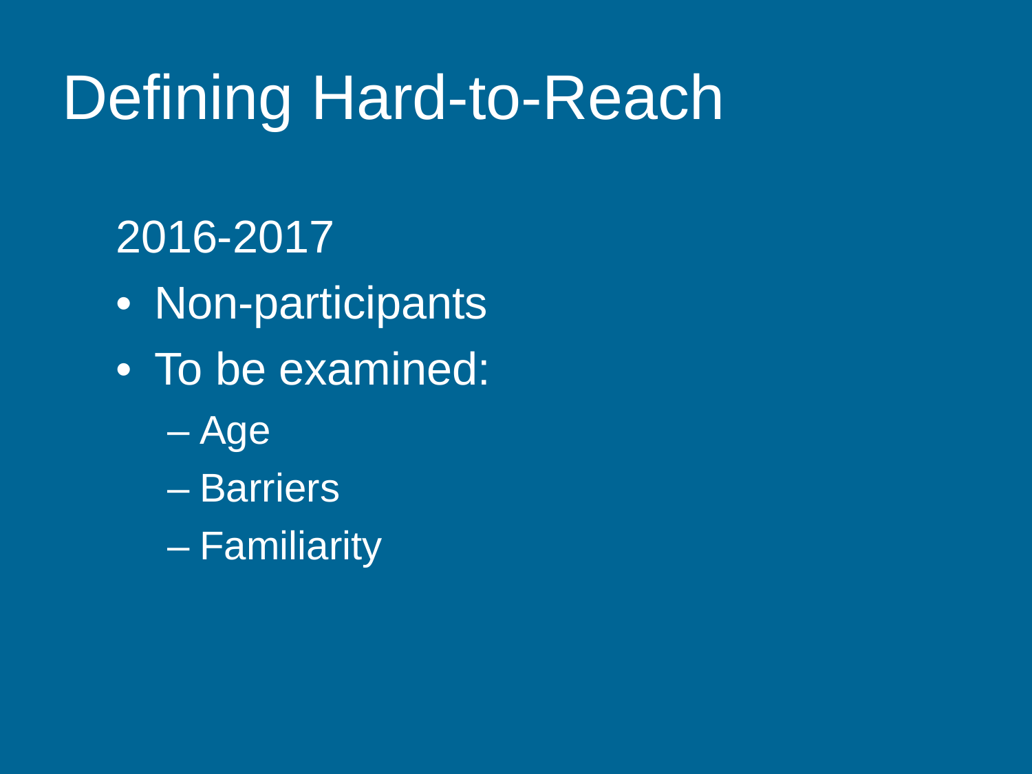# Defining Hard-to-Reach

2016-2017

- Non-participants
- To be examined:
  - Age
  - Barriers
  - Familiarity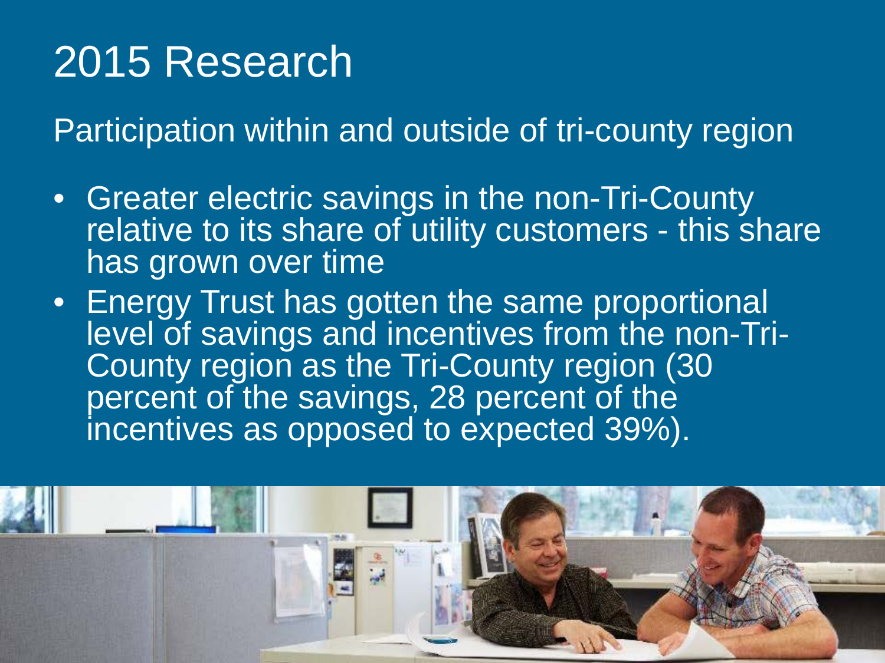# 2015 Research

Participation within and outside of tri-county region

- Greater electric savings in the non-Tri-County relative to its share of utility customers - this share has grown over time
- Energy Trust has gotten the same proportional level of savings and incentives from the non-Tri-County region as the Tri-County region (30 percent of the savings, 28 percent of the incentives as opposed to expected 39%).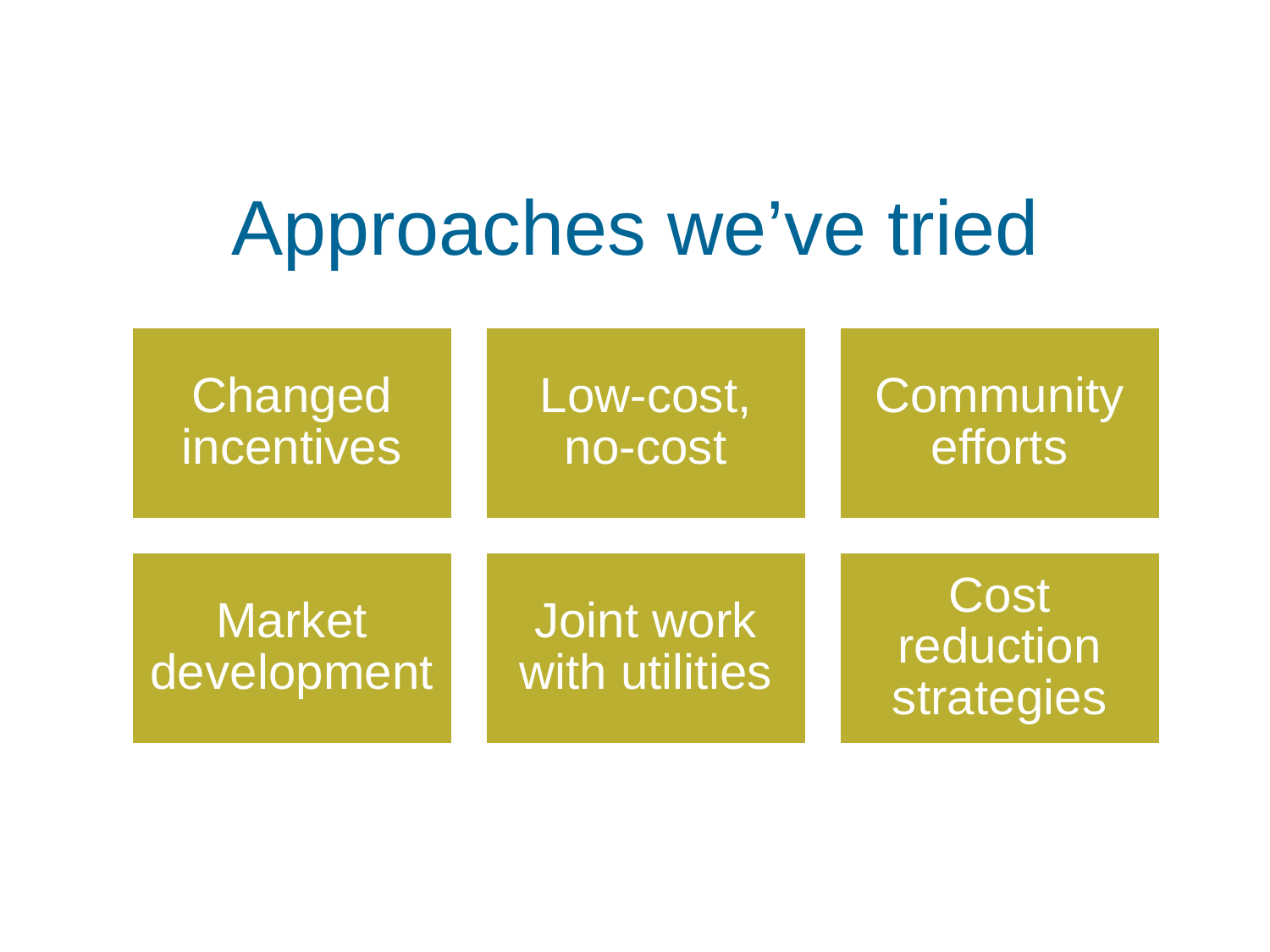# Approaches we’ve tried

- Changed incentives
- Low-cost, no-cost
- Community efforts
- Market development
- Joint work with utilities
- Cost reduction strategies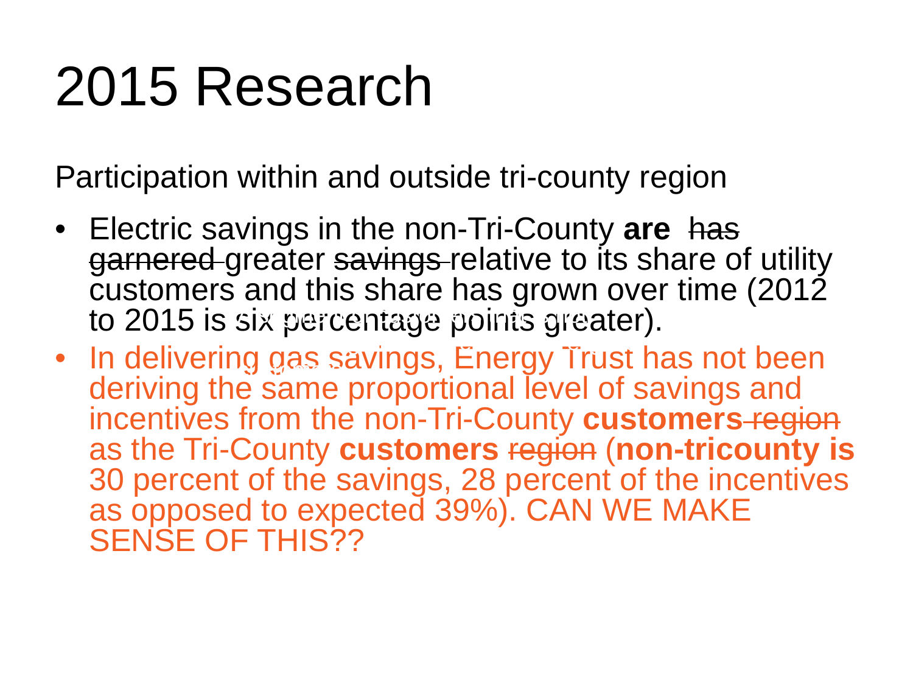# 2015 Research

Participation within and outside tri-county region

- Electric savings in the non-Tri-County **are** ~~has garnered~~ greater ~~savings~~ relative to its share of utility customers and this share has grown over time (2012 to 2015 is six percentage points greater).
- In delivering gas savings, Energy Trust has not been deriving the same proportional level of savings and incentives from the non-Tri-County **customers** ~~region~~ as the Tri-County **customers** ~~region~~ (**non-tricounty is** 30 percent of the savings, 28 percent of the incentives as opposed to expected 39%). CAN WE MAKE SENSE OF THIS??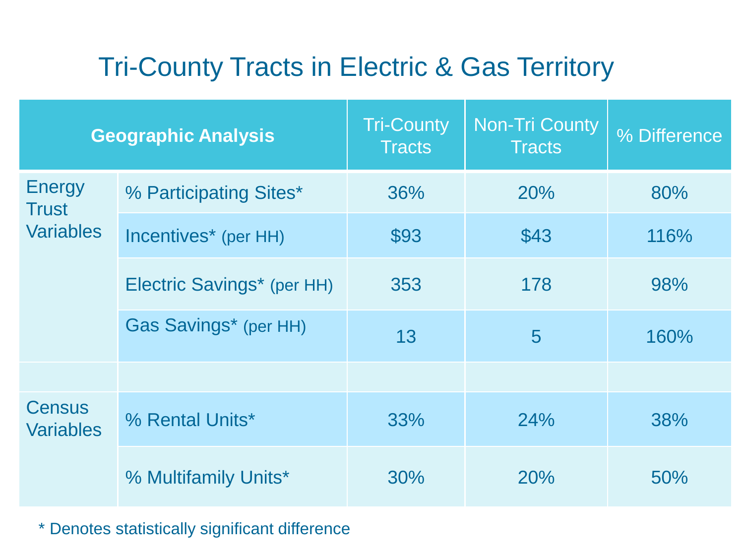# Tri-County Tracts in Electric & Gas Territory

| Geographic Analysis | | Tri-County Tracts | Non-Tri County Tracts | % Difference |
|---|---|---|---|---|
| Energy Trust Variables | % Participating Sites* | 36% | 20% | 80% |
| | Incentives* (per HH) | $93 | $43 | 116% |
| | Electric Savings* (per HH) | 353 | 178 | 98% |
| | Gas Savings* (per HH) | 13 | 5 | 160% |
| | | | | |
| Census Variables | % Rental Units* | 33% | 24% | 38% |
| | % Multifamily Units* | 30% | 20% | 50% |

* Denotes statistically significant difference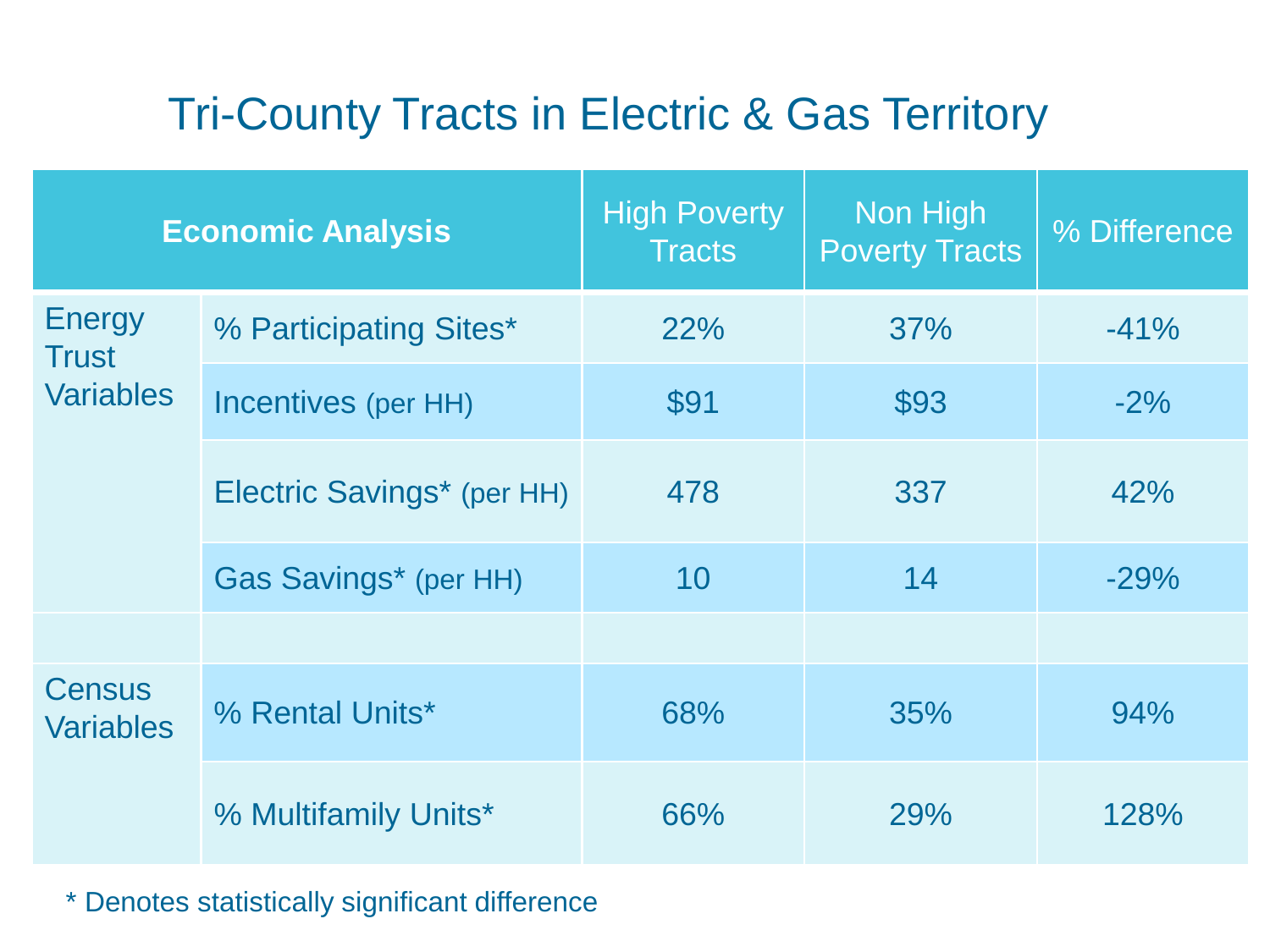# Tri-County Tracts in Electric & Gas Territory

| Economic Analysis | | High Poverty Tracts | Non High Poverty Tracts | % Difference |
|---|---|---|---|---|
| Energy Trust Variables | % Participating Sites* | 22% | 37% | -41% |
| | Incentives (per HH) | $91 | $93 | -2% |
| | Electric Savings* (per HH) | 478 | 337 | 42% |
| | Gas Savings* (per HH) | 10 | 14 | -29% |
| | | | | |
| Census Variables | % Rental Units* | 68% | 35% | 94% |
| | % Multifamily Units* | 66% | 29% | 128% |

* Denotes statistically significant difference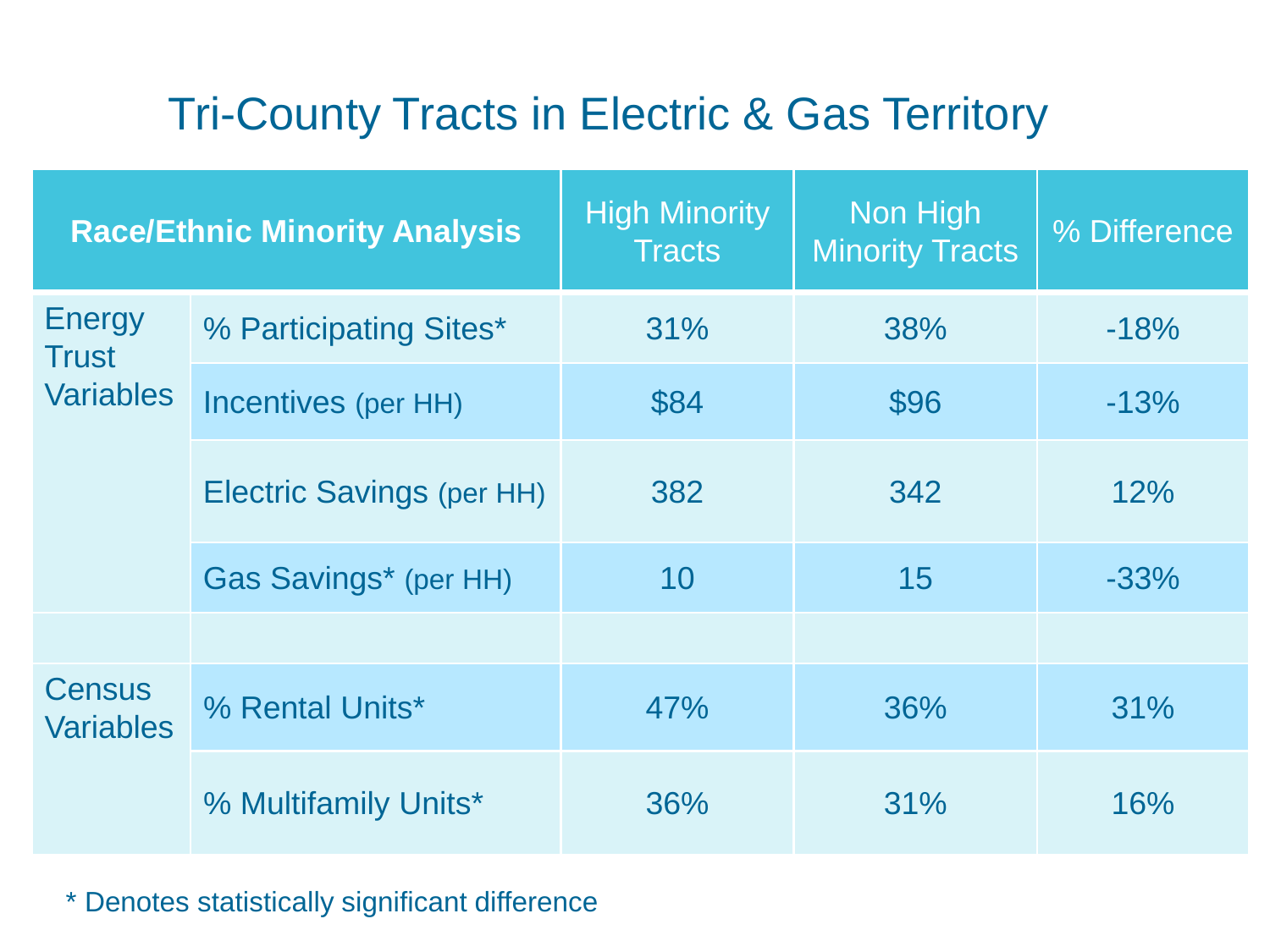# Tri-County Tracts in Electric & Gas Territory

| Race/Ethnic Minority Analysis | | High Minority Tracts | Non High Minority Tracts | % Difference |
|---|---|---|---|---|
| Energy Trust Variables | % Participating Sites* | 31% | 38% | -18% |
| | Incentives (per HH) | $84 | $96 | -13% |
| | Electric Savings (per HH) | 382 | 342 | 12% |
| | Gas Savings* (per HH) | 10 | 15 | -33% |
| | | | | |
| Census Variables | % Rental Units* | 47% | 36% | 31% |
| | % Multifamily Units* | 36% | 31% | 16% |

* Denotes statistically significant difference